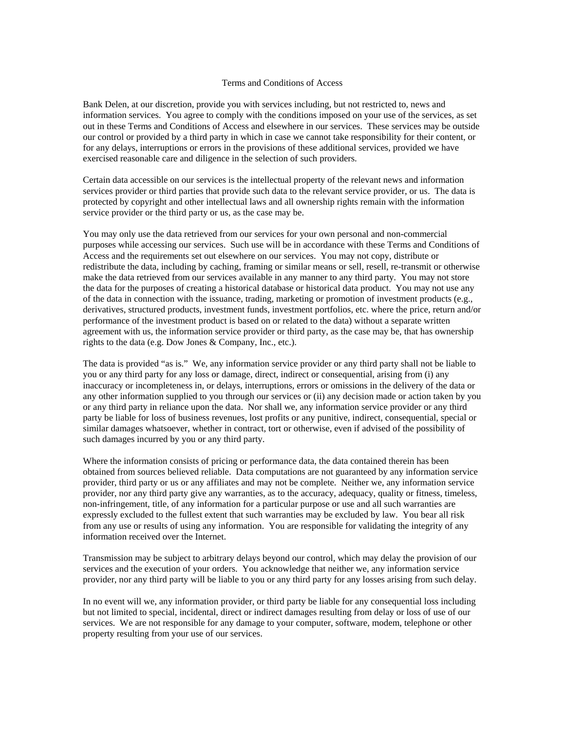# Terms and Conditions of Access

Bank Delen, at our discretion, provide you with services including, but not restricted to, news and information services. You agree to comply with the conditions imposed on your use of the services, as set out in these Terms and Conditions of Access and elsewhere in our services. These services may be outside our control or provided by a third party in which in case we cannot take responsibility for their content, or for any delays, interruptions or errors in the provisions of these additional services, provided we have exercised reasonable care and diligence in the selection of such providers.

Certain data accessible on our services is the intellectual property of the relevant news and information services provider or third parties that provide such data to the relevant service provider, or us. The data is protected by copyright and other intellectual laws and all ownership rights remain with the information service provider or the third party or us, as the case may be.

You may only use the data retrieved from our services for your own personal and non-commercial purposes while accessing our services. Such use will be in accordance with these Terms and Conditions of Access and the requirements set out elsewhere on our services. You may not copy, distribute or redistribute the data, including by caching, framing or similar means or sell, resell, re-transmit or otherwise make the data retrieved from our services available in any manner to any third party. You may not store the data for the purposes of creating a historical database or historical data product. You may not use any of the data in connection with the issuance, trading, marketing or promotion of investment products (e.g., derivatives, structured products, investment funds, investment portfolios, etc. where the price, return and/or performance of the investment product is based on or related to the data) without a separate written agreement with us, the information service provider or third party, as the case may be, that has ownership rights to the data (e.g. Dow Jones & Company, Inc., etc.).

The data is provided "as is." We, any information service provider or any third party shall not be liable to you or any third party for any loss or damage, direct, indirect or consequential, arising from (i) any inaccuracy or incompleteness in, or delays, interruptions, errors or omissions in the delivery of the data or any other information supplied to you through our services or (ii) any decision made or action taken by you or any third party in reliance upon the data. Nor shall we, any information service provider or any third party be liable for loss of business revenues, lost profits or any punitive, indirect, consequential, special or similar damages whatsoever, whether in contract, tort or otherwise, even if advised of the possibility of such damages incurred by you or any third party.

Where the information consists of pricing or performance data, the data contained therein has been obtained from sources believed reliable. Data computations are not guaranteed by any information service provider, third party or us or any affiliates and may not be complete. Neither we, any information service provider, nor any third party give any warranties, as to the accuracy, adequacy, quality or fitness, timeless, non-infringement, title, of any information for a particular purpose or use and all such warranties are expressly excluded to the fullest extent that such warranties may be excluded by law. You bear all risk from any use or results of using any information. You are responsible for validating the integrity of any information received over the Internet.

Transmission may be subject to arbitrary delays beyond our control, which may delay the provision of our services and the execution of your orders. You acknowledge that neither we, any information service provider, nor any third party will be liable to you or any third party for any losses arising from such delay.

In no event will we, any information provider, or third party be liable for any consequential loss including but not limited to special, incidental, direct or indirect damages resulting from delay or loss of use of our services. We are not responsible for any damage to your computer, software, modem, telephone or other property resulting from your use of our services.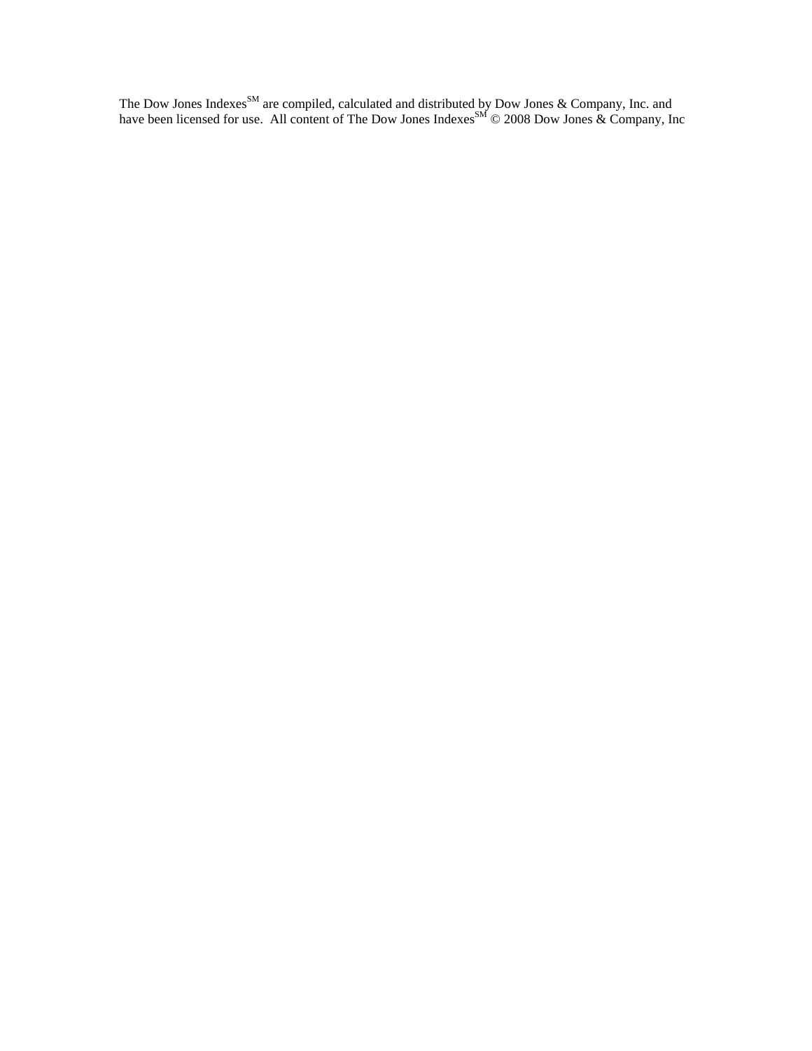The Dow Jones Indexes[SM] are compiled, calculated and distributed by Dow Jones & Company, Inc. and have been licensed for use. All content of The Dow Jones Indexes[SM] © 2008 Dow Jones & Company, Inc